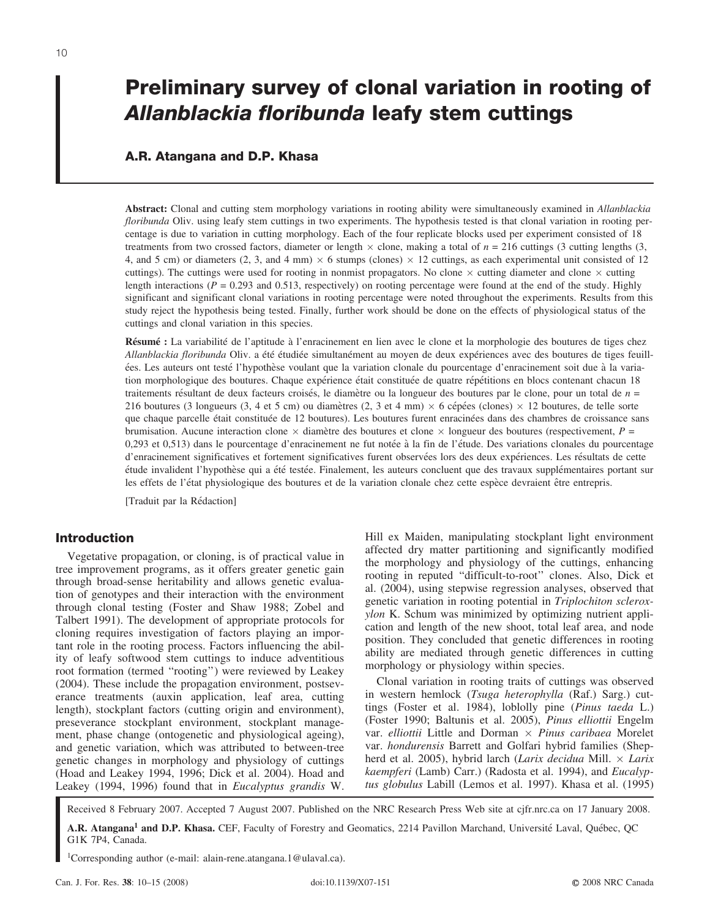# Preliminary survey of clonal variation in rooting of *Allanblackia floribunda* leafy stem cuttings

**A.R. Atangana and D.P. Khasa**

**Abstract:** Clonal and cutting stem morphology variations in rooting ability were simultaneously examined in *Allanblackia floribunda* Oliv. using leafy stem cuttings in two experiments. The hypothesis tested is that clonal variation in rooting percentage is due to variation in cutting morphology. Each of the four replicate blocks used per experiment consisted of 18 treatments from two crossed factors, diameter or length × clone, making a total of $n$ = 216 cuttings (3 cutting lengths (3, 4, and 5 cm) or diameters (2, 3, and 4 mm) × 6 stumps (clones) × 12 cuttings, as each experimental unit consisted of 12 cuttings). The cuttings were used for rooting in nonmist propagators. No clone × cutting diameter and clone × cutting length interactions ($P$ = 0.293 and 0.513, respectively) on rooting percentage were found at the end of the study. Highly significant and significant clonal variations in rooting percentage were noted throughout the experiments. Results from this study reject the hypothesis being tested. Finally, further work should be done on the effects of physiological status of the cuttings and clonal variation in this species.

**Résumé :** La variabilité de l'aptitude à l'enracinement en lien avec le clone et la morphologie des boutures de tiges chez *Allanblackia floribunda* Oliv. a été étudiée simultanément au moyen de deux expériences avec des boutures de tiges feuillées. Les auteurs ont testé l'hypothèse voulant que la variation clonale du pourcentage d'enracinement soit due à la variation morphologique des boutures. Chaque expérience était constituée de quatre répétitions en blocs contenant chacun 18 traitements résultant de deux facteurs croisés, le diamètre ou la longueur des boutures par le clone, pour un total de $n$ = 216 boutures (3 longueurs (3, 4 et 5 cm) ou diamètres (2, 3 et 4 mm) × 6 cépées (clones) × 12 boutures, de telle sorte que chaque parcelle était constituée de 12 boutures). Les boutures furent enracinées dans des chambres de croissance sans brumisation. Aucune interaction clone × diamètre des boutures et clone × longueur des boutures (respectivement, $P$ = 0,293 et 0,513) dans le pourcentage d'enracinement ne fut notée à la fin de l'étude. Des variations clonales du pourcentage d'enracinement significatives et fortement significatives furent observées lors des deux expériences. Les résultats de cette étude invalident l'hypothèse qui a été testée. Finalement, les auteurs concluent que des travaux supplémentaires portant sur les effets de l'état physiologique des boutures et de la variation clonale chez cette espèce devraient être entrepris.

[Traduit par la Rédaction]

## Introduction

Vegetative propagation, or cloning, is of practical value in tree improvement programs, as it offers greater genetic gain through broad-sense heritability and allows genetic evaluation of genotypes and their interaction with the environment through clonal testing (Foster and Shaw 1988; Zobel and Talbert 1991). The development of appropriate protocols for cloning requires investigation of factors playing an important role in the rooting process. Factors influencing the ability of leafy softwood stem cuttings to induce adventitious root formation (termed "rooting") were reviewed by Leakey (2004). These include the propagation environment, postseverance treatments (auxin application, leaf area, cutting length), stockplant factors (cutting origin and environment), preseverance stockplant environment, stockplant management, phase change (ontogenetic and physiological ageing), and genetic variation, which was attributed to between-tree genetic changes in morphology and physiology of cuttings (Hoad and Leakey 1994, 1996; Dick et al. 2004). Hoad and Leakey (1994, 1996) found that in *Eucalyptus grandis* W. Hill ex Maiden, manipulating stockplant light environment affected dry matter partitioning and significantly modified the morphology and physiology of the cuttings, enhancing rooting in reputed "difficult-to-root" clones. Also, Dick et al. (2004), using stepwise regression analyses, observed that genetic variation in rooting potential in *Triplochiton scleroxylon* K. Schum was minimized by optimizing nutrient application and length of the new shoot, total leaf area, and node position. They concluded that genetic differences in rooting ability are mediated through genetic differences in cutting morphology or physiology within species.

Clonal variation in rooting traits of cuttings was observed in western hemlock (*Tsuga heterophylla* (Raf.) Sarg.) cuttings (Foster et al. 1984), loblolly pine (*Pinus taeda* L.) (Foster 1990; Baltunis et al. 2005), *Pinus elliottii* Engelm var. *elliottii* Little and Dorman × *Pinus caribaea* Morelet var. *hondurensis* Barrett and Golfari hybrid families (Shepherd et al. 2005), hybrid larch (*Larix decidua* Mill. × *Larix kaempferi* (Lamb) Carr.) (Radosta et al. 1994), and *Eucalyptus globulus* Labill (Lemos et al. 1997). Khasa et al. (1995)

Received 8 February 2007. Accepted 7 August 2007. Published on the NRC Research Press Web site at cjfr.nrc.ca on 17 January 2008.

**A.R. Atangana[1] and D.P. Khasa.** CEF, Faculty of Forestry and Geomatics, 2214 Pavillon Marchand, Université Laval, Québec, QC G1K 7P4, Canada.

[1]Corresponding author (e-mail: alain-rene.atangana.1@ulaval.ca).

doi:10.1139/X07-151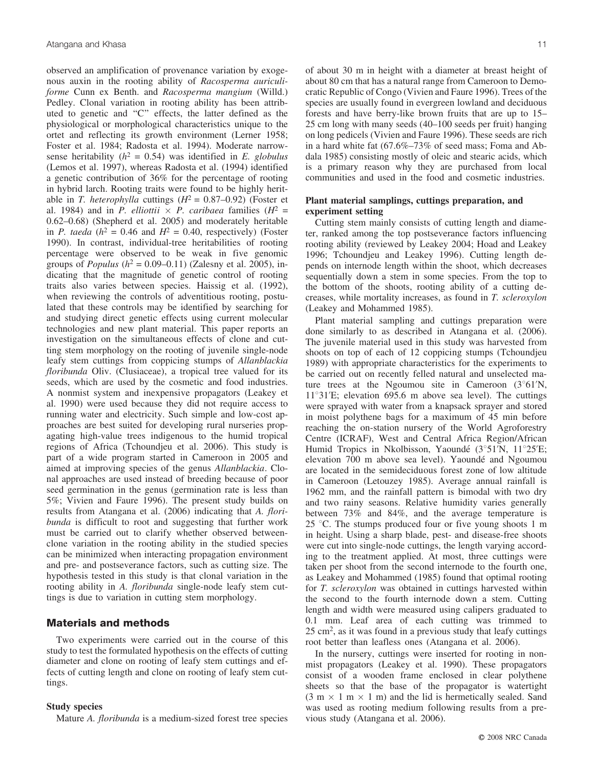observed an amplification of provenance variation by exogenous auxin in the rooting ability of *Racosperma auriculiforme* Cunn ex Benth. and *Racosperma mangium* (Willd.) Pedley. Clonal variation in rooting ability has been attributed to genetic and "C" effects, the latter defined as the physiological or morphological characteristics unique to the ortet and reflecting its growth environment (Lerner 1958; Foster et al. 1984; Radosta et al. 1994). Moderate narrow-sense heritability ($h^2$ = 0.54) was identified in *E. globulus* (Lemos et al. 1997), whereas Radosta et al. (1994) identified a genetic contribution of 36% for the percentage of rooting in hybrid larch. Rooting traits were found to be highly heritable in *T. heterophylla* cuttings ($H^2$ = 0.87–0.92) (Foster et al. 1984) and in *P. elliottii* × *P. caribaea* families ($H^2$ = 0.62–0.68) (Shepherd et al. 2005) and moderately heritable in *P. taeda* ($h^2$ = 0.46 and $H^2$ = 0.40, respectively) (Foster 1990). In contrast, individual-tree heritabilities of rooting percentage were observed to be weak in five genomic groups of *Populus* ($h^2$ = 0.09–0.11) (Zalesny et al. 2005), indicating that the magnitude of genetic control of rooting traits also varies between species. Haissig et al. (1992), when reviewing the controls of adventitious rooting, postulated that these controls may be identified by searching for and studying direct genetic effects using current molecular technologies and new plant material. This paper reports an investigation on the simultaneous effects of clone and cutting stem morphology on the rooting of juvenile single-node leafy stem cuttings from coppicing stumps of *Allanblackia floribunda* Oliv. (Clusiaceae), a tropical tree valued for its seeds, which are used by the cosmetic and food industries. A nonmist system and inexpensive propagators (Leakey et al. 1990) were used because they did not require access to running water and electricity. Such simple and low-cost approaches are best suited for developing rural nurseries propagating high-value trees indigenous to the humid tropical regions of Africa (Tchoundjeu et al. 2006). This study is part of a wide program started in Cameroon in 2005 and aimed at improving species of the genus *Allanblackia*. Clonal approaches are used instead of breeding because of poor seed germination in the genus (germination rate is less than 5%; Vivien and Faure 1996). The present study builds on results from Atangana et al. (2006) indicating that *A. floribunda* is difficult to root and suggesting that further work must be carried out to clarify whether observed between-clone variation in the rooting ability in the studied species can be minimized when interacting propagation environment and pre- and postseverance factors, such as cutting size. The hypothesis tested in this study is that clonal variation in the rooting ability in *A. floribunda* single-node leafy stem cuttings is due to variation in cutting stem morphology.

## Materials and methods

Two experiments were carried out in the course of this study to test the formulated hypothesis on the effects of cutting diameter and clone on rooting of leafy stem cuttings and effects of cutting length and clone on rooting of leafy stem cuttings.

### Study species

Mature *A. floribunda* is a medium-sized forest tree species of about 30 m in height with a diameter at breast height of about 80 cm that has a natural range from Cameroon to Democratic Republic of Congo (Vivien and Faure 1996). Trees of the species are usually found in evergreen lowland and deciduous forests and have berry-like brown fruits that are up to 15–25 cm long with many seeds (40–100 seeds per fruit) hanging on long pedicels (Vivien and Faure 1996). These seeds are rich in a hard white fat (67.6%–73% of seed mass; Foma and Abdala 1985) consisting mostly of oleic and stearic acids, which is a primary reason why they are purchased from local communities and used in the food and cosmetic industries.

### Plant material samplings, cuttings preparation, and experiment setting

Cutting stem mainly consists of cutting length and diameter, ranked among the top postseverance factors influencing rooting ability (reviewed by Leakey 2004; Hoad and Leakey 1996; Tchoundjeu and Leakey 1996). Cutting length depends on internode length within the shoot, which decreases sequentially down a stem in some species. From the top to the bottom of the shoots, rooting ability of a cutting decreases, while mortality increases, as found in *T. scleroxylon* (Leakey and Mohammed 1985).

Plant material sampling and cuttings preparation were done similarly to as described in Atangana et al. (2006). The juvenile material used in this study was harvested from shoots on top of each of 12 coppicing stumps (Tchoundjeu 1989) with appropriate characteristics for the experiments to be carried out on recently felled natural and unselected mature trees at the Ngoumou site in Cameroon (3°61′N, 11°31′E; elevation 695.6 m above sea level). The cuttings were sprayed with water from a knapsack sprayer and stored in moist polythene bags for a maximum of 45 min before reaching the on-station nursery of the World Agroforestry Centre (ICRAF), West and Central Africa Region/African Humid Tropics in Nkolbisson, Yaoundé (3°51′N, 11°25′E; elevation 700 m above sea level). Yaoundé and Ngoumou are located in the semideciduous forest zone of low altitude in Cameroon (Letouzey 1985). Average annual rainfall is 1962 mm, and the rainfall pattern is bimodal with two dry and two rainy seasons. Relative humidity varies generally between 73% and 84%, and the average temperature is 25 °C. The stumps produced four or five young shoots 1 m in height. Using a sharp blade, pest- and disease-free shoots were cut into single-node cuttings, the length varying according to the treatment applied. At most, three cuttings were taken per shoot from the second internode to the fourth one, as Leakey and Mohammed (1985) found that optimal rooting for *T. scleroxylon* was obtained in cuttings harvested within the second to the fourth internode down a stem. Cutting length and width were measured using calipers graduated to 0.1 mm. Leaf area of each cutting was trimmed to 25 cm², as it was found in a previous study that leafy cuttings root better than leafless ones (Atangana et al. 2006).

In the nursery, cuttings were inserted for rooting in non-mist propagators (Leakey et al. 1990). These propagators consist of a wooden frame enclosed in clear polythene sheets so that the base of the propagator is watertight (3 m × 1 m × 1 m) and the lid is hermetically sealed. Sand was used as rooting medium following results from a previous study (Atangana et al. 2006).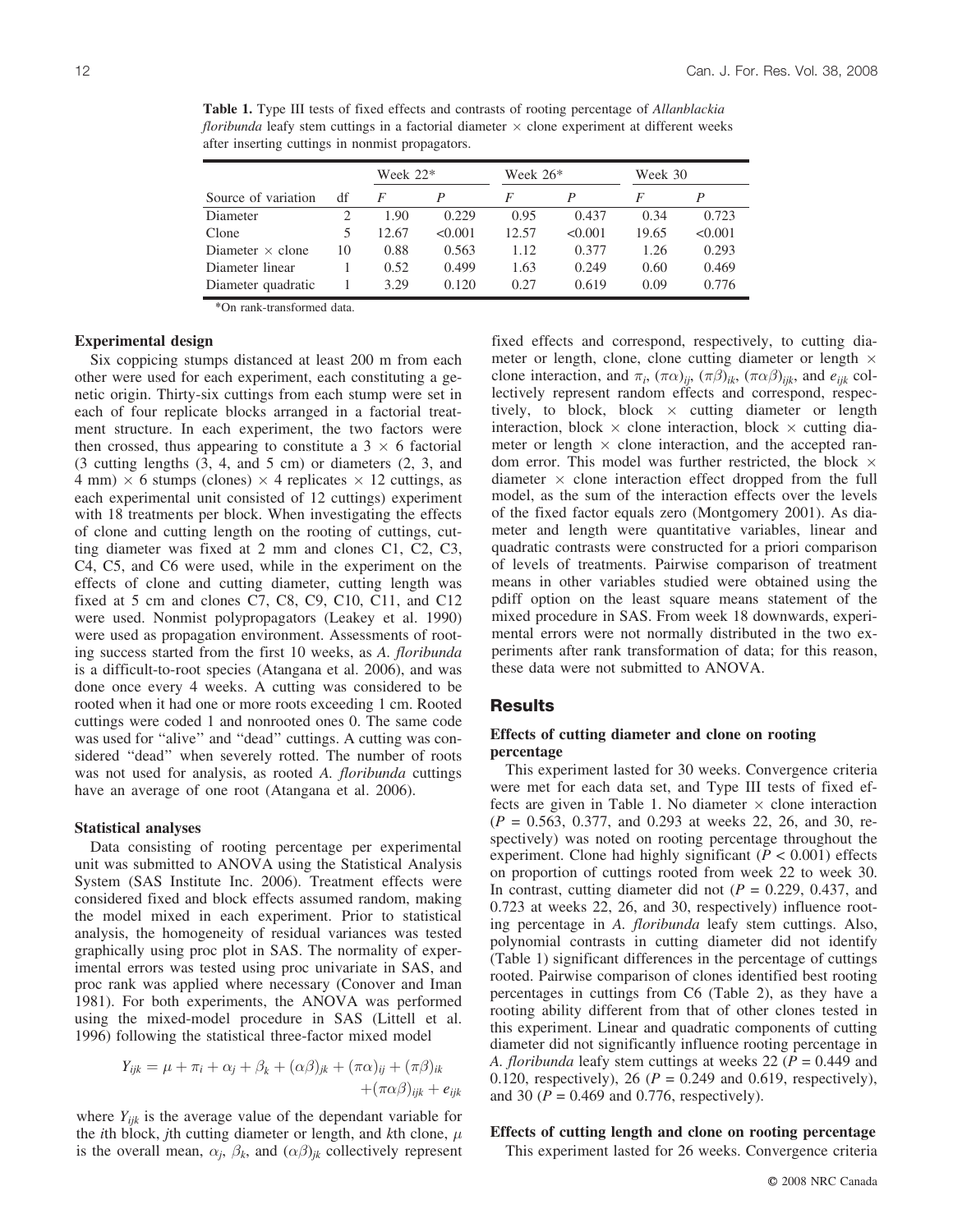**Table 1.** Type III tests of fixed effects and contrasts of rooting percentage of *Allanblackia floribunda* leafy stem cuttings in a factorial diameter × clone experiment at different weeks after inserting cuttings in nonmist propagators.

| Source of variation | df | Week 22* | | Week 26* | | Week 30 | |
|---|---|---|---|---|---|---|---|
| | | *F* | *P* | *F* | *P* | *F* | *P* |
| Diameter | 2 | 1.90 | 0.229 | 0.95 | 0.437 | 0.34 | 0.723 |
| Clone | 5 | 12.67 | <0.001 | 12.57 | <0.001 | 19.65 | <0.001 |
| Diameter × clone | 10 | 0.88 | 0.563 | 1.12 | 0.377 | 1.26 | 0.293 |
| Diameter linear | 1 | 0.52 | 0.499 | 1.63 | 0.249 | 0.60 | 0.469 |
| Diameter quadratic | 1 | 3.29 | 0.120 | 0.27 | 0.619 | 0.09 | 0.776 |

*On rank-transformed data.

### Experimental design

Six coppicing stumps distanced at least 200 m from each other were used for each experiment, each constituting a genetic origin. Thirty-six cuttings from each stump were set in each of four replicate blocks arranged in a factorial treatment structure. In each experiment, the two factors were then crossed, thus appearing to constitute a 3 × 6 factorial (3 cutting lengths (3, 4, and 5 cm) or diameters (2, 3, and 4 mm) × 6 stumps (clones) × 4 replicates × 12 cuttings, as each experimental unit consisted of 12 cuttings) experiment with 18 treatments per block. When investigating the effects of clone and cutting length on the rooting of cuttings, cutting diameter was fixed at 2 mm and clones C1, C2, C3, C4, C5, and C6 were used, while in the experiment on the effects of clone and cutting diameter, cutting length was fixed at 5 cm and clones C7, C8, C9, C10, C11, and C12 were used. Nonmist polypropagators (Leakey et al. 1990) were used as propagation environment. Assessments of rooting success started from the first 10 weeks, as *A. floribunda* is a difficult-to-root species (Atangana et al. 2006), and was done once every 4 weeks. A cutting was considered to be rooted when it had one or more roots exceeding 1 cm. Rooted cuttings were coded 1 and nonrooted ones 0. The same code was used for "alive" and "dead" cuttings. A cutting was considered "dead" when severely rotted. The number of roots was not used for analysis, as rooted *A. floribunda* cuttings have an average of one root (Atangana et al. 2006).

### Statistical analyses

Data consisting of rooting percentage per experimental unit was submitted to ANOVA using the Statistical Analysis System (SAS Institute Inc. 2006). Treatment effects were considered fixed and block effects assumed random, making the model mixed in each experiment. Prior to statistical analysis, the homogeneity of residual variances was tested graphically using proc plot in SAS. The normality of experimental errors was tested using proc univariate in SAS, and proc rank was applied where necessary (Conover and Iman 1981). For both experiments, the ANOVA was performed using the mixed-model procedure in SAS (Littell et al. 1996) following the statistical three-factor mixed model

$$Y_{ijk} = \mu + \pi_i + \alpha_j + \beta_k + (\alpha\beta)_{jk} + (\pi\alpha)_{ij} + (\pi\beta)_{ik} + (\pi\alpha\beta)_{ijk} + e_{ijk}$$

where $Y_{ijk}$ is the average value of the dependant variable for the *i*th block, *j*th cutting diameter or length, and *k*th clone, $\mu$ is the overall mean, $\alpha_j$, $\beta_k$, and $(\alpha\beta)_{jk}$ collectively represent fixed effects and correspond, respectively, to cutting diameter or length, clone, clone cutting diameter or length × clone interaction, and $\pi_i$, $(\pi\alpha)_{ij}$, $(\pi\beta)_{ik}$, $(\pi\alpha\beta)_{ijk}$, and $e_{ijk}$ collectively represent random effects and correspond, respectively, to block, block × cutting diameter or length interaction, block × clone interaction, block × cutting diameter or length × clone interaction, and the accepted random error. This model was further restricted, the block × diameter × clone interaction effect dropped from the full model, as the sum of the interaction effects over the levels of the fixed factor equals zero (Montgomery 2001). As diameter and length were quantitative variables, linear and quadratic contrasts were constructed for a priori comparison of levels of treatments. Pairwise comparison of treatment means in other variables studied were obtained using the pdiff option on the least square means statement of the mixed procedure in SAS. From week 18 downwards, experimental errors were not normally distributed in the two experiments after rank transformation of data; for this reason, these data were not submitted to ANOVA.

## Results

### Effects of cutting diameter and clone on rooting percentage

This experiment lasted for 30 weeks. Convergence criteria were met for each data set, and Type III tests of fixed effects are given in Table 1. No diameter × clone interaction ($P$ = 0.563, 0.377, and 0.293 at weeks 22, 26, and 30, respectively) was noted on rooting percentage throughout the experiment. Clone had highly significant ($P < 0.001$) effects on proportion of cuttings rooted from week 22 to week 30. In contrast, cutting diameter did not ($P$ = 0.229, 0.437, and 0.723 at weeks 22, 26, and 30, respectively) influence rooting percentage in *A. floribunda* leafy stem cuttings. Also, polynomial contrasts in cutting diameter did not identify (Table 1) significant differences in the percentage of cuttings rooted. Pairwise comparison of clones identified best rooting percentages in cuttings from C6 (Table 2), as they have a rooting ability different from that of other clones tested in this experiment. Linear and quadratic components of cutting diameter did not significantly influence rooting percentage in *A. floribunda* leafy stem cuttings at weeks 22 ($P$ = 0.449 and 0.120, respectively), 26 ($P$ = 0.249 and 0.619, respectively), and 30 ($P$ = 0.469 and 0.776, respectively).

### Effects of cutting length and clone on rooting percentage

This experiment lasted for 26 weeks. Convergence criteria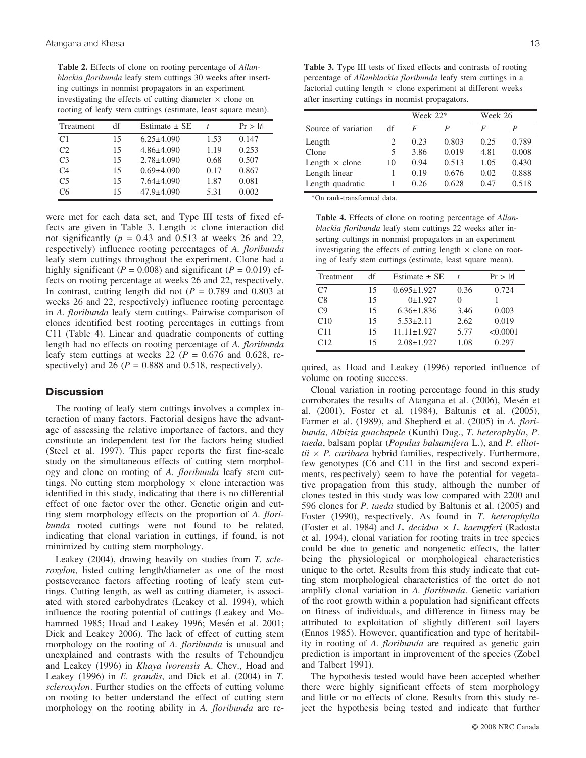**Table 2.** Effects of clone on rooting percentage of *Allanblackia floribunda* leafy stem cuttings 30 weeks after inserting cuttings in nonmist propagators in an experiment investigating the effects of cutting diameter × clone on rooting of leafy stem cuttings (estimate, least square mean).

| Treatment | df | Estimate ± SE | *t* | Pr > \|*t*\| |
|---|---|---|---|---|
| C1 | 15 | 6.25±4.090 | 1.53 | 0.147 |
| C2 | 15 | 4.86±4.090 | 1.19 | 0.253 |
| C3 | 15 | 2.78±4.090 | 0.68 | 0.507 |
| C4 | 15 | 0.69±4.090 | 0.17 | 0.867 |
| C5 | 15 | 7.64±4.090 | 1.87 | 0.081 |
| C6 | 15 | 47.9±4.090 | 5.31 | 0.002 |

were met for each data set, and Type III tests of fixed effects are given in Table 3. Length × clone interaction did not significantly ($p$ = 0.43 and 0.513 at weeks 26 and 22, respectively) influence rooting percentages of *A. floribunda* leafy stem cuttings throughout the experiment. Clone had a highly significant ($P$ = 0.008) and significant ($P$ = 0.019) effects on rooting percentage at weeks 26 and 22, respectively. In contrast, cutting length did not ($P$ = 0.789 and 0.803 at weeks 26 and 22, respectively) influence rooting percentage in *A. floribunda* leafy stem cuttings. Pairwise comparison of clones identified best rooting percentages in cuttings from C11 (Table 4). Linear and quadratic components of cutting length had no effects on rooting percentage of *A. floribunda* leafy stem cuttings at weeks 22 ($P$ = 0.676 and 0.628, respectively) and 26 ($P$ = 0.888 and 0.518, respectively).

## Discussion

The rooting of leafy stem cuttings involves a complex interaction of many factors. Factorial designs have the advantage of assessing the relative importance of factors, and they constitute an independent test for the factors being studied (Steel et al. 1997). This paper reports the first fine-scale study on the simultaneous effects of cutting stem morphology and clone on rooting of *A. floribunda* leafy stem cuttings. No cutting stem morphology × clone interaction was identified in this study, indicating that there is no differential effect of one factor over the other. Genetic origin and cutting stem morphology effects on the proportion of *A. floribunda* rooted cuttings were not found to be related, indicating that clonal variation in cuttings, if found, is not minimized by cutting stem morphology.

Leakey (2004), drawing heavily on studies from *T. scleroxylon*, listed cutting length/diameter as one of the most postseverance factors affecting rooting of leafy stem cuttings. Cutting length, as well as cutting diameter, is associated with stored carbohydrates (Leakey et al. 1994), which influence the rooting potential of cuttings (Leakey and Mohammed 1985; Hoad and Leakey 1996; Mesén et al. 2001; Dick and Leakey 2006). The lack of effect of cutting stem morphology on the rooting of *A. floribunda* is unusual and unexplained and contrasts with the results of Tchoundjeu and Leakey (1996) in *Khaya ivorensis* A. Chev., Hoad and Leakey (1996) in *E. grandis*, and Dick et al. (2004) in *T. scleroxylon*. Further studies on the effects of cutting volume on rooting to better understand the effect of cutting stem morphology on the rooting ability in *A. floribunda* are required, as Hoad and Leakey (1996) reported influence of volume on rooting success.

**Table 3.** Type III tests of fixed effects and contrasts of rooting percentage of *Allanblackia floribunda* leafy stem cuttings in a factorial cutting length × clone experiment at different weeks after inserting cuttings in nonmist propagators.

| | | Week 22* | | Week 26 | |
|---|---|---|---|---|---|
| Source of variation | df | *F* | *P* | *F* | *P* |
| Length | 2 | 0.23 | 0.803 | 0.25 | 0.789 |
| Clone | 5 | 3.86 | 0.019 | 4.81 | 0.008 |
| Length × clone | 10 | 0.94 | 0.513 | 1.05 | 0.430 |
| Length linear | 1 | 0.19 | 0.676 | 0.02 | 0.888 |
| Length quadratic | 1 | 0.26 | 0.628 | 0.47 | 0.518 |

*On rank-transformed data.

**Table 4.** Effects of clone on rooting percentage of *Allanblackia floribunda* leafy stem cuttings 22 weeks after inserting cuttings in nonmist propagators in an experiment investigating the effects of cutting length × clone on rooting of leafy stem cuttings (estimate, least square mean).

| Treatment | df | Estimate ± SE | *t* | Pr > \|*t*\| |
|---|---|---|---|---|
| C7 | 15 | 0.695±1.927 | 0.36 | 0.724 |
| C8 | 15 | 0±1.927 | 0 | 1 |
| C9 | 15 | 6.36±1.836 | 3.46 | 0.003 |
| C10 | 15 | 5.53±2.11 | 2.62 | 0.019 |
| C11 | 15 | 11.11±1.927 | 5.77 | <0.0001 |
| C12 | 15 | 2.08±1.927 | 1.08 | 0.297 |

Clonal variation in rooting percentage found in this study corroborates the results of Atangana et al. (2006), Mesén et al. (2001), Foster et al. (1984), Baltunis et al. (2005), Farmer et al. (1989), and Shepherd et al. (2005) in *A. floribunda*, *Albizia guachapele* (Kunth) Dug., *T. heterophylla*, *P. taeda*, balsam poplar (*Populus balsamifera* L.), and *P. elliottii* × *P. caribaea* hybrid families, respectively. Furthermore, few genotypes (C6 and C11 in the first and second experiments, respectively) seem to have the potential for vegetative propagation from this study, although the number of clones tested in this study was low compared with 2200 and 596 clones for *P. taeda* studied by Baltunis et al. (2005) and Foster (1990), respectively. As found in *T. heterophylla* (Foster et al. 1984) and *L. decidua* × *L. kaempferi* (Radosta et al. 1994), clonal variation for rooting traits in tree species could be due to genetic and nongenetic effects, the latter being the physiological or morphological characteristics unique to the ortet. Results from this study indicate that cutting stem morphological characteristics of the ortet do not amplify clonal variation in *A. floribunda*. Genetic variation of the root growth within a population had significant effects on fitness of individuals, and difference in fitness may be attributed to exploitation of slightly different soil layers (Ennos 1985). However, quantification and type of heritability in rooting of *A. floribunda* are required as genetic gain prediction is important in improvement of the species (Zobel and Talbert 1991).

The hypothesis tested would have been accepted whether there were highly significant effects of stem morphology and little or no effects of clone. Results from this study reject the hypothesis being tested and indicate that further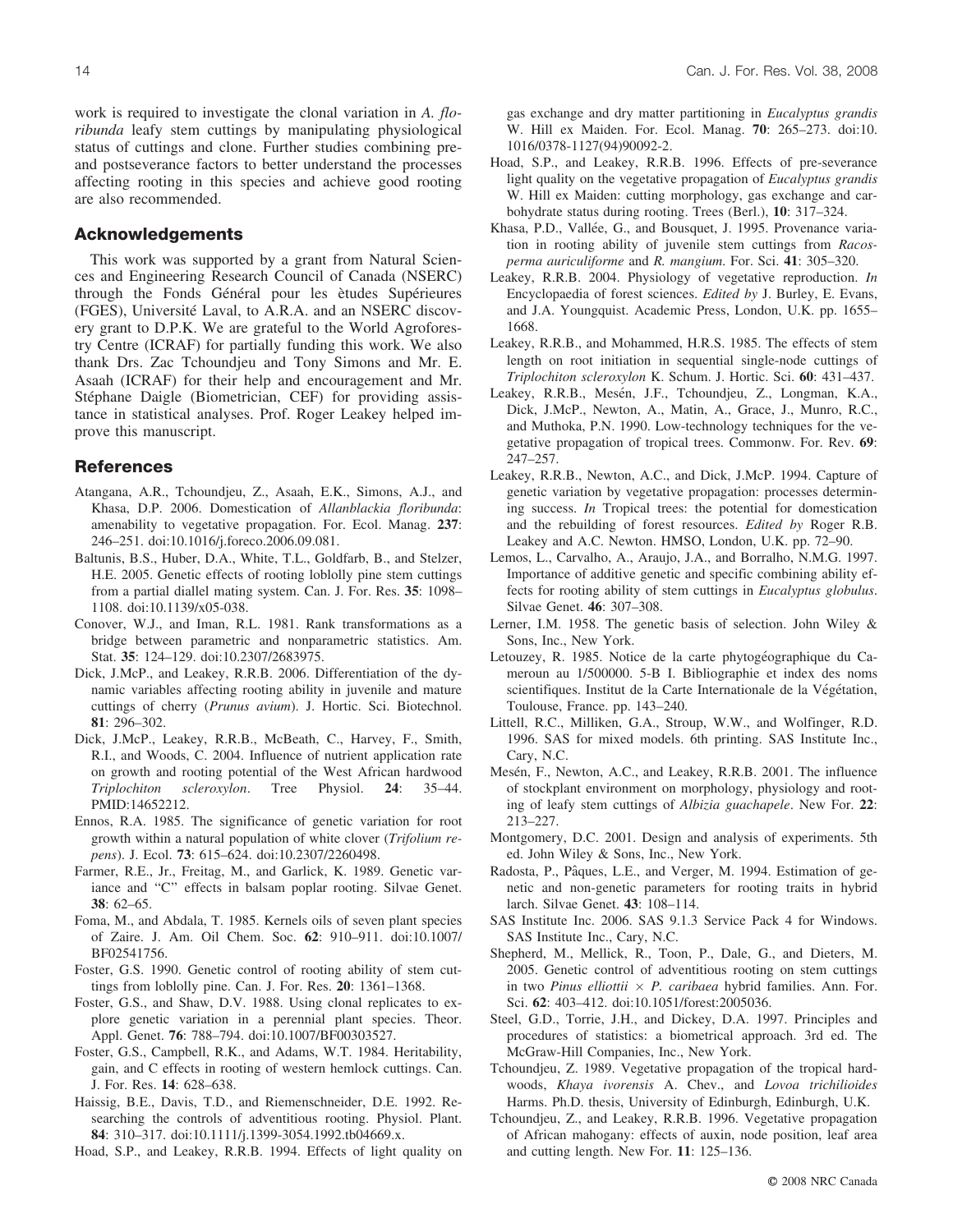work is required to investigate the clonal variation in *A. floribunda* leafy stem cuttings by manipulating physiological status of cuttings and clone. Further studies combining pre- and postseverance factors to better understand the processes affecting rooting in this species and achieve good rooting are also recommended.

## Acknowledgements

This work was supported by a grant from Natural Sciences and Engineering Research Council of Canada (NSERC) through the Fonds Général pour les ètudes Supérieures (FGES), Université Laval, to A.R.A. and an NSERC discovery grant to D.P.K. We are grateful to the World Agroforestry Centre (ICRAF) for partially funding this work. We also thank Drs. Zac Tchoundjeu and Tony Simons and Mr. E. Asaah (ICRAF) for their help and encouragement and Mr. Stéphane Daigle (Biometrician, CEF) for providing assistance in statistical analyses. Prof. Roger Leakey helped improve this manuscript.

## References

Atangana, A.R., Tchoundjeu, Z., Asaah, E.K., Simons, A.J., and Khasa, D.P. 2006. Domestication of *Allanblackia floribunda*: amenability to vegetative propagation. For. Ecol. Manag. **237**: 246–251. doi:10.1016/j.foreco.2006.09.081.

Baltunis, B.S., Huber, D.A., White, T.L., Goldfarb, B., and Stelzer, H.E. 2005. Genetic effects of rooting loblolly pine stem cuttings from a partial diallel mating system. Can. J. For. Res. **35**: 1098–1108. doi:10.1139/x05-038.

Conover, W.J., and Iman, R.L. 1981. Rank transformations as a bridge between parametric and nonparametric statistics. Am. Stat. **35**: 124–129. doi:10.2307/2683975.

Dick, J.McP., and Leakey, R.R.B. 2006. Differentiation of the dynamic variables affecting rooting ability in juvenile and mature cuttings of cherry (*Prunus avium*). J. Hortic. Sci. Biotechnol. **81**: 296–302.

Dick, J.McP., Leakey, R.R.B., McBeath, C., Harvey, F., Smith, R.I., and Woods, C. 2004. Influence of nutrient application rate on growth and rooting potential of the West African hardwood *Triplochiton scleroxylon*. Tree Physiol. **24**: 35–44. PMID:14652212.

Ennos, R.A. 1985. The significance of genetic variation for root growth within a natural population of white clover (*Trifolium repens*). J. Ecol. **73**: 615–624. doi:10.2307/2260498.

Farmer, R.E., Jr., Freitag, M., and Garlick, K. 1989. Genetic variance and "C" effects in balsam poplar rooting. Silvae Genet. **38**: 62–65.

Foma, M., and Abdala, T. 1985. Kernels oils of seven plant species of Zaire. J. Am. Oil Chem. Soc. **62**: 910–911. doi:10.1007/BF02541756.

Foster, G.S. 1990. Genetic control of rooting ability of stem cuttings from loblolly pine. Can. J. For. Res. **20**: 1361–1368.

Foster, G.S., and Shaw, D.V. 1988. Using clonal replicates to explore genetic variation in a perennial plant species. Theor. Appl. Genet. **76**: 788–794. doi:10.1007/BF00303527.

Foster, G.S., Campbell, R.K., and Adams, W.T. 1984. Heritability, gain, and C effects in rooting of western hemlock cuttings. Can. J. For. Res. **14**: 628–638.

Haissig, B.E., Davis, T.D., and Riemenschneider, D.E. 1992. Researching the controls of adventitious rooting. Physiol. Plant. **84**: 310–317. doi:10.1111/j.1399-3054.1992.tb04669.x.

Hoad, S.P., and Leakey, R.R.B. 1994. Effects of light quality on gas exchange and dry matter partitioning in *Eucalyptus grandis* W. Hill ex Maiden. For. Ecol. Manag. **70**: 265–273. doi:10.1016/0378-1127(94)90092-2.

Hoad, S.P., and Leakey, R.R.B. 1996. Effects of pre-severance light quality on the vegetative propagation of *Eucalyptus grandis* W. Hill ex Maiden: cutting morphology, gas exchange and carbohydrate status during rooting. Trees (Berl.), **10**: 317–324.

Khasa, P.D., Vallée, G., and Bousquet, J. 1995. Provenance variation in rooting ability of juvenile stem cuttings from *Racosperma auriculiforme* and *R. mangium*. For. Sci. **41**: 305–320.

Leakey, R.R.B. 2004. Physiology of vegetative reproduction. *In* Encyclopaedia of forest sciences. *Edited by* J. Burley, E. Evans, and J.A. Youngquist. Academic Press, London, U.K. pp. 1655–1668.

Leakey, R.R.B., and Mohammed, H.R.S. 1985. The effects of stem length on root initiation in sequential single-node cuttings of *Triplochiton scleroxylon* K. Schum. J. Hortic. Sci. **60**: 431–437.

Leakey, R.R.B., Mesén, J.F., Tchoundjeu, Z., Longman, K.A., Dick, J.McP., Newton, A., Matin, A., Grace, J., Munro, R.C., and Muthoka, P.N. 1990. Low-technology techniques for the vegetative propagation of tropical trees. Commonw. For. Rev. **69**: 247–257.

Leakey, R.R.B., Newton, A.C., and Dick, J.McP. 1994. Capture of genetic variation by vegetative propagation: processes determining success. *In* Tropical trees: the potential for domestication and the rebuilding of forest resources. *Edited by* Roger R.B. Leakey and A.C. Newton. HMSO, London, U.K. pp. 72–90.

Lemos, L., Carvalho, A., Araujo, J.A., and Borralho, N.M.G. 1997. Importance of additive genetic and specific combining ability effects for rooting ability of stem cuttings in *Eucalyptus globulus*. Silvae Genet. **46**: 307–308.

Lerner, I.M. 1958. The genetic basis of selection. John Wiley & Sons, Inc., New York.

Letouzey, R. 1985. Notice de la carte phytogéographique du Cameroun au 1/500000. 5-B I. Bibliographie et index des noms scientifiques. Institut de la Carte Internationale de la Végétation, Toulouse, France. pp. 143–240.

Littell, R.C., Milliken, G.A., Stroup, W.W., and Wolfinger, R.D. 1996. SAS for mixed models. 6th printing. SAS Institute Inc., Cary, N.C.

Mesén, F., Newton, A.C., and Leakey, R.R.B. 2001. The influence of stockplant environment on morphology, physiology and rooting of leafy stem cuttings of *Albizia guachapele*. New For. **22**: 213–227.

Montgomery, D.C. 2001. Design and analysis of experiments. 5th ed. John Wiley & Sons, Inc., New York.

Radosta, P., Pâques, L.E., and Verger, M. 1994. Estimation of genetic and non-genetic parameters for rooting traits in hybrid larch. Silvae Genet. **43**: 108–114.

SAS Institute Inc. 2006. SAS 9.1.3 Service Pack 4 for Windows. SAS Institute Inc., Cary, N.C.

Shepherd, M., Mellick, R., Toon, P., Dale, G., and Dieters, M. 2005. Genetic control of adventitious rooting on stem cuttings in two *Pinus elliottii* × *P. caribaea* hybrid families. Ann. For. Sci. **62**: 403–412. doi:10.1051/forest:2005036.

Steel, G.D., Torrie, J.H., and Dickey, D.A. 1997. Principles and procedures of statistics: a biometrical approach. 3rd ed. The McGraw-Hill Companies, Inc., New York.

Tchoundjeu, Z. 1989. Vegetative propagation of the tropical hardwoods, *Khaya ivorensis* A. Chev., and *Lovoa trichilioides* Harms. Ph.D. thesis, University of Edinburgh, Edinburgh, U.K.

Tchoundjeu, Z., and Leakey, R.R.B. 1996. Vegetative propagation of African mahogany: effects of auxin, node position, leaf area and cutting length. New For. **11**: 125–136.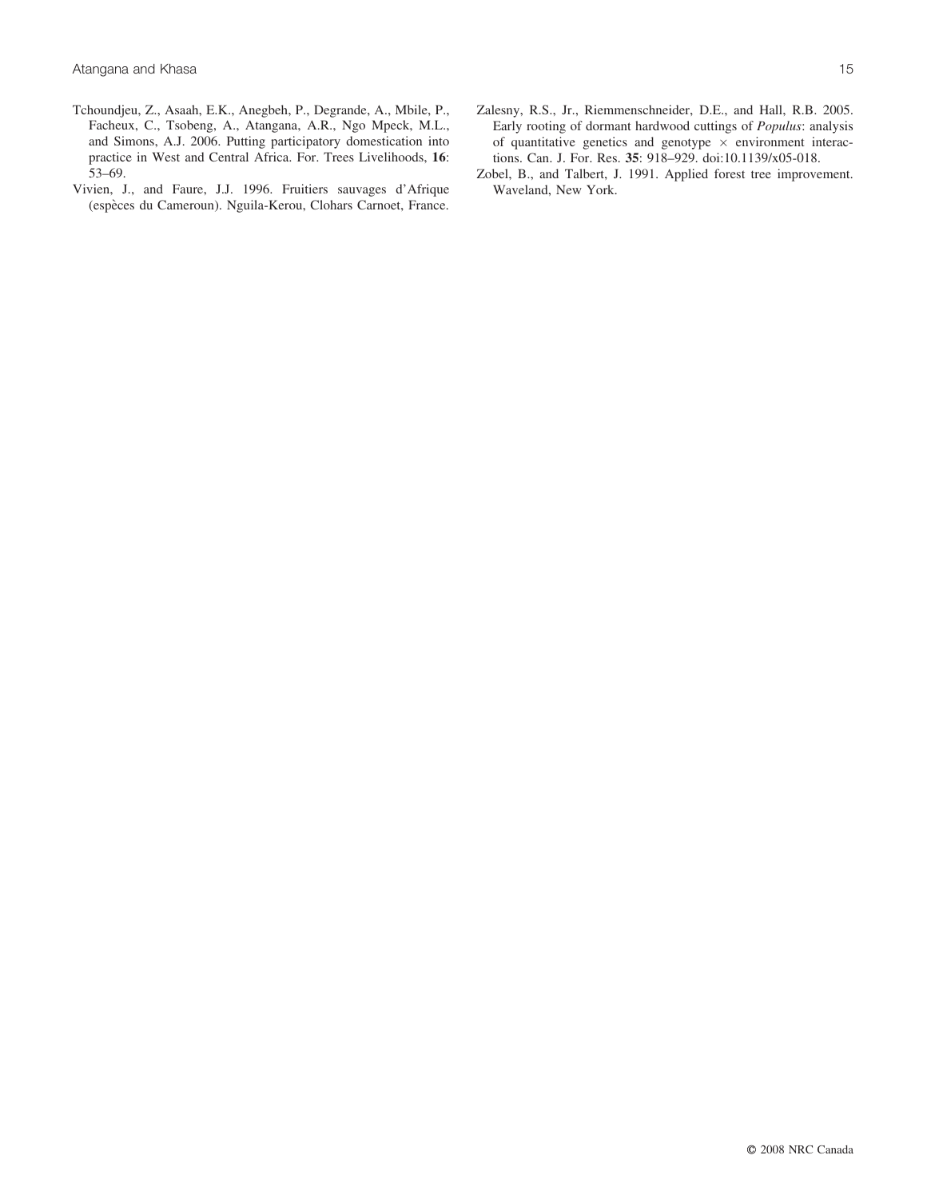Tchoundjeu, Z., Asaah, E.K., Anegbeh, P., Degrande, A., Mbile, P., Facheux, C., Tsobeng, A., Atangana, A.R., Ngo Mpeck, M.L., and Simons, A.J. 2006. Putting participatory domestication into practice in West and Central Africa. For. Trees Livelihoods, **16**: 53–69.

Vivien, J., and Faure, J.J. 1996. Fruitiers sauvages d'Afrique (espèces du Cameroun). Nguila-Kerou, Clohars Carnoet, France.

Zalesny, R.S., Jr., Riemmenschneider, D.E., and Hall, R.B. 2005. Early rooting of dormant hardwood cuttings of *Populus*: analysis of quantitative genetics and genotype × environment interactions. Can. J. For. Res. **35**: 918–929. doi:10.1139/x05-018.

Zobel, B., and Talbert, J. 1991. Applied forest tree improvement. Waveland, New York.